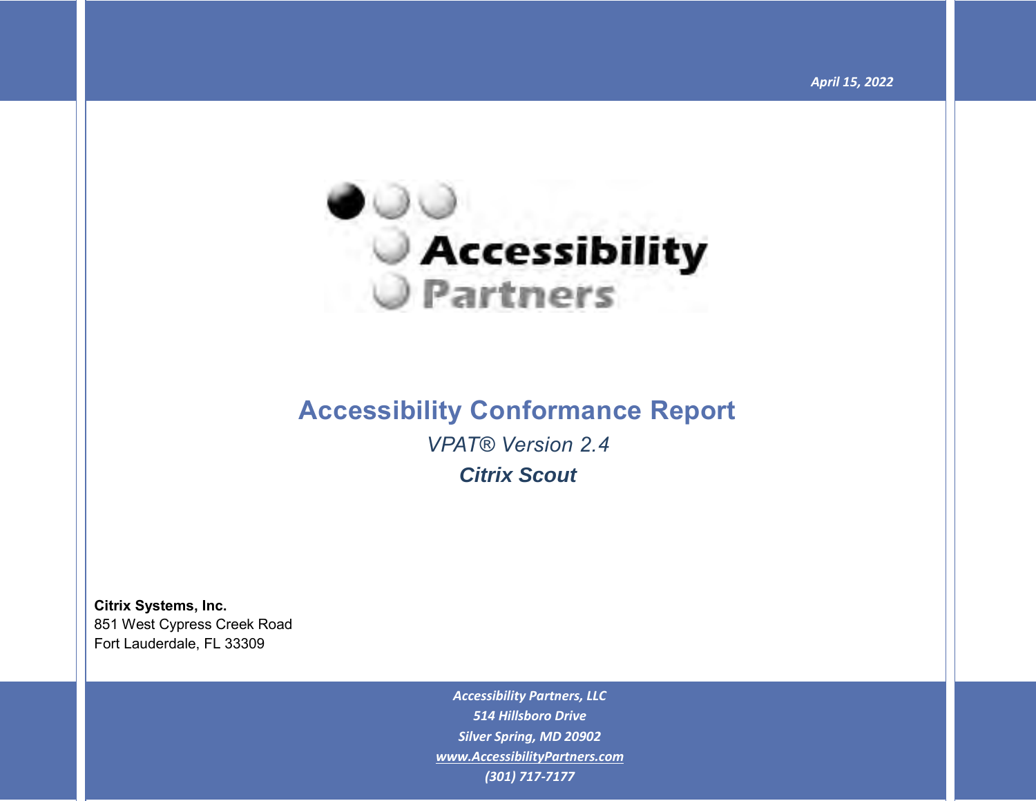April 15, 2022

Accessibility Partners

# Accessibility Conformance Report

*VPAT® Version 2.4*

***Citrix Scout***

**Citrix Systems, Inc.**
851 West Cypress Creek Road
Fort Lauderdale, FL 33309

*Accessibility Partners, LLC*
*514 Hillsboro Drive*
*Silver Spring, MD 20902*
*www.AccessibilityPartners.com*
*(301) 717-7177*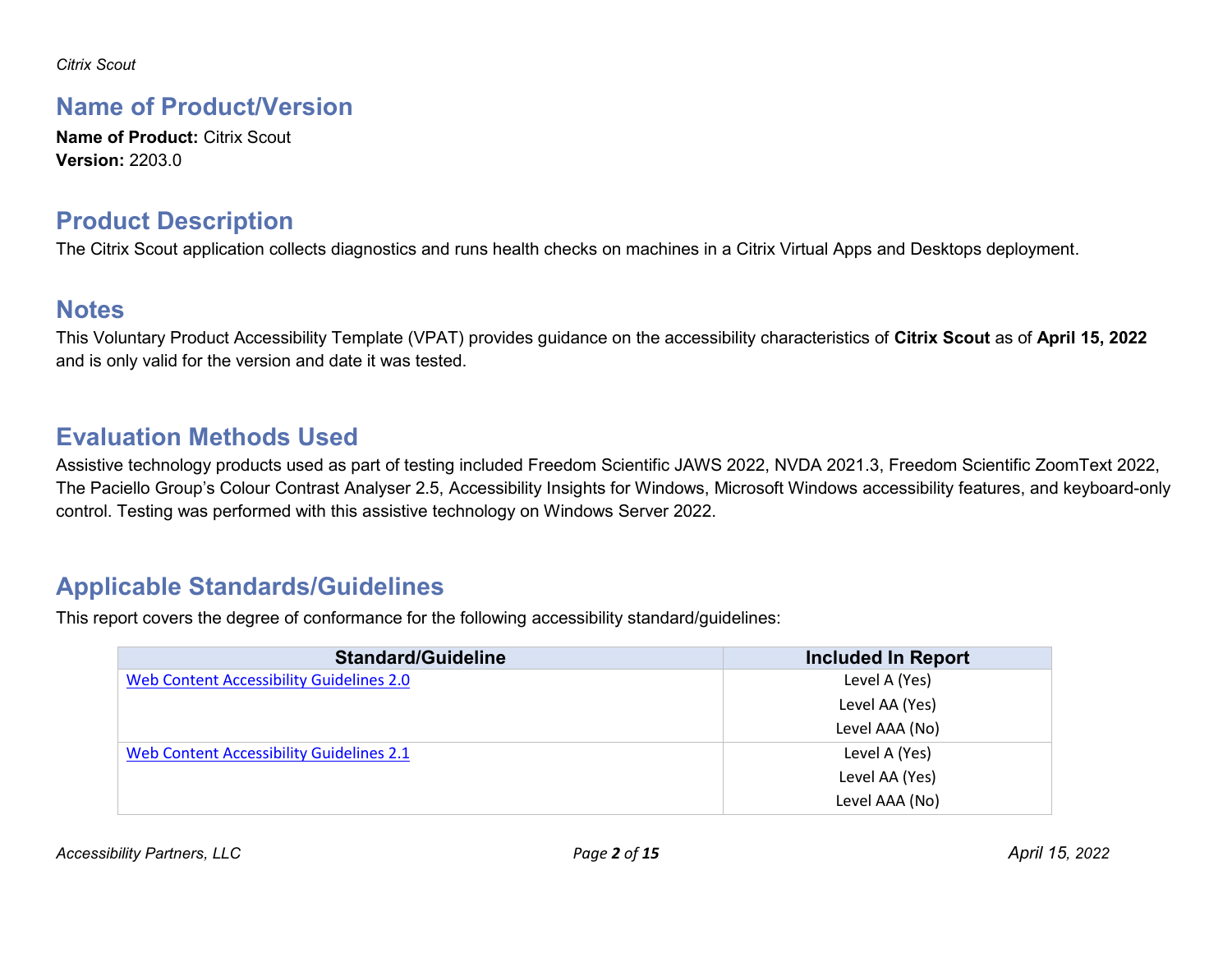## Name of Product/Version

**Name of Product:** Citrix Scout
**Version:** 2203.0

## Product Description

The Citrix Scout application collects diagnostics and runs health checks on machines in a Citrix Virtual Apps and Desktops deployment.

## Notes

This Voluntary Product Accessibility Template (VPAT) provides guidance on the accessibility characteristics of **Citrix Scout** as of **April 15, 2022** and is only valid for the version and date it was tested.

## Evaluation Methods Used

Assistive technology products used as part of testing included Freedom Scientific JAWS 2022, NVDA 2021.3, Freedom Scientific ZoomText 2022, The Paciello Group's Colour Contrast Analyser 2.5, Accessibility Insights for Windows, Microsoft Windows accessibility features, and keyboard-only control. Testing was performed with this assistive technology on Windows Server 2022.

## Applicable Standards/Guidelines

This report covers the degree of conformance for the following accessibility standard/guidelines:

| Standard/Guideline | Included In Report |
|---|---|
| Web Content Accessibility Guidelines 2.0 | Level A (Yes)<br>Level AA (Yes)<br>Level AAA (No) |
| Web Content Accessibility Guidelines 2.1 | Level A (Yes)<br>Level AA (Yes)<br>Level AAA (No) |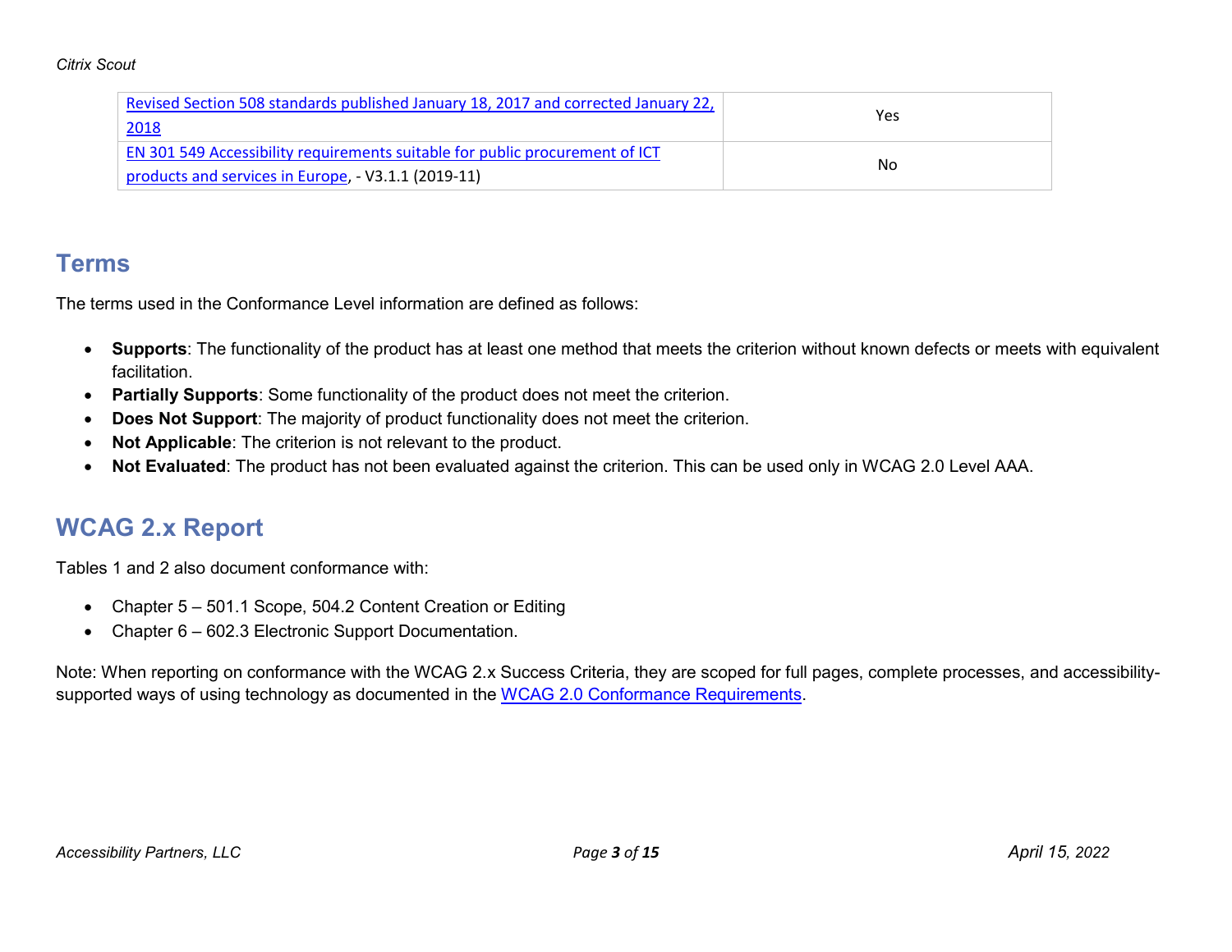| | |
|---|---|
| [Revised Section 508 standards published January 18, 2017 and corrected January 22, 2018]() | Yes |
| [EN 301 549 Accessibility requirements suitable for public procurement of ICT products and services in Europe](), - V3.1.1 (2019-11) | No |

## Terms

The terms used in the Conformance Level information are defined as follows:

- **Supports**: The functionality of the product has at least one method that meets the criterion without known defects or meets with equivalent facilitation.
- **Partially Supports**: Some functionality of the product does not meet the criterion.
- **Does Not Support**: The majority of product functionality does not meet the criterion.
- **Not Applicable**: The criterion is not relevant to the product.
- **Not Evaluated**: The product has not been evaluated against the criterion. This can be used only in WCAG 2.0 Level AAA.

## WCAG 2.x Report

Tables 1 and 2 also document conformance with:

- Chapter 5 – 501.1 Scope, 504.2 Content Creation or Editing
- Chapter 6 – 602.3 Electronic Support Documentation.

Note: When reporting on conformance with the WCAG 2.x Success Criteria, they are scoped for full pages, complete processes, and accessibility-supported ways of using technology as documented in the [WCAG 2.0 Conformance Requirements]().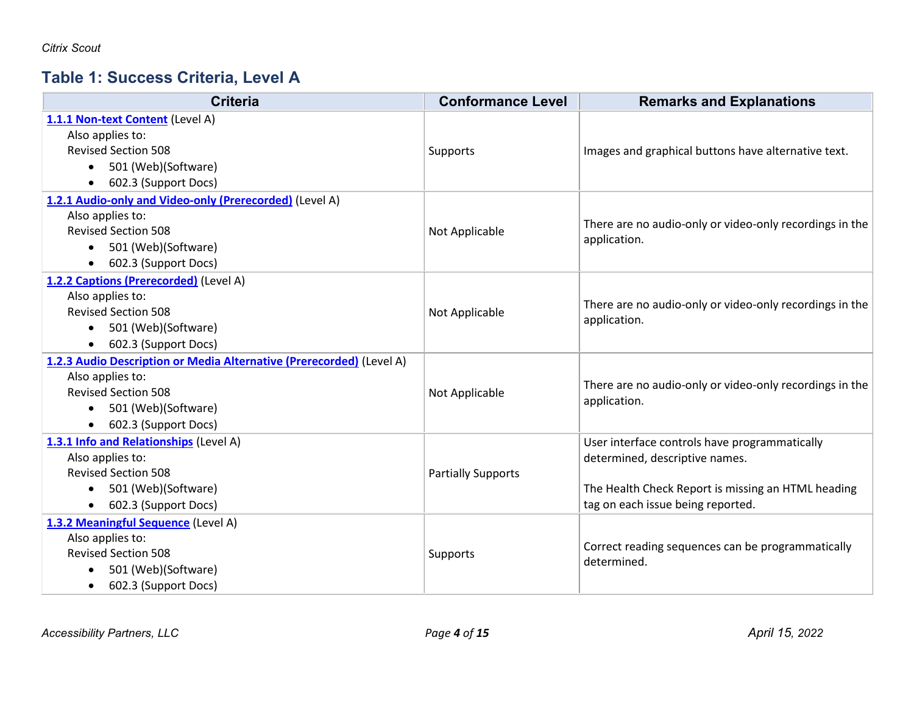## Table 1: Success Criteria, Level A

| Criteria | Conformance Level | Remarks and Explanations |
|---|---|---|
| **1.1.1 Non-text Content** (Level A)<br>Also applies to:<br>Revised Section 508<br>• 501 (Web)(Software)<br>• 602.3 (Support Docs) | Supports | Images and graphical buttons have alternative text. |
| **1.2.1 Audio-only and Video-only (Prerecorded)** (Level A)<br>Also applies to:<br>Revised Section 508<br>• 501 (Web)(Software)<br>• 602.3 (Support Docs) | Not Applicable | There are no audio-only or video-only recordings in the application. |
| **1.2.2 Captions (Prerecorded)** (Level A)<br>Also applies to:<br>Revised Section 508<br>• 501 (Web)(Software)<br>• 602.3 (Support Docs) | Not Applicable | There are no audio-only or video-only recordings in the application. |
| **1.2.3 Audio Description or Media Alternative (Prerecorded)** (Level A)<br>Also applies to:<br>Revised Section 508<br>• 501 (Web)(Software)<br>• 602.3 (Support Docs) | Not Applicable | There are no audio-only or video-only recordings in the application. |
| **1.3.1 Info and Relationships** (Level A)<br>Also applies to:<br>Revised Section 508<br>• 501 (Web)(Software)<br>• 602.3 (Support Docs) | Partially Supports | User interface controls have programmatically determined, descriptive names.<br><br>The Health Check Report is missing an HTML heading tag on each issue being reported. |
| **1.3.2 Meaningful Sequence** (Level A)<br>Also applies to:<br>Revised Section 508<br>• 501 (Web)(Software)<br>• 602.3 (Support Docs) | Supports | Correct reading sequences can be programmatically determined. |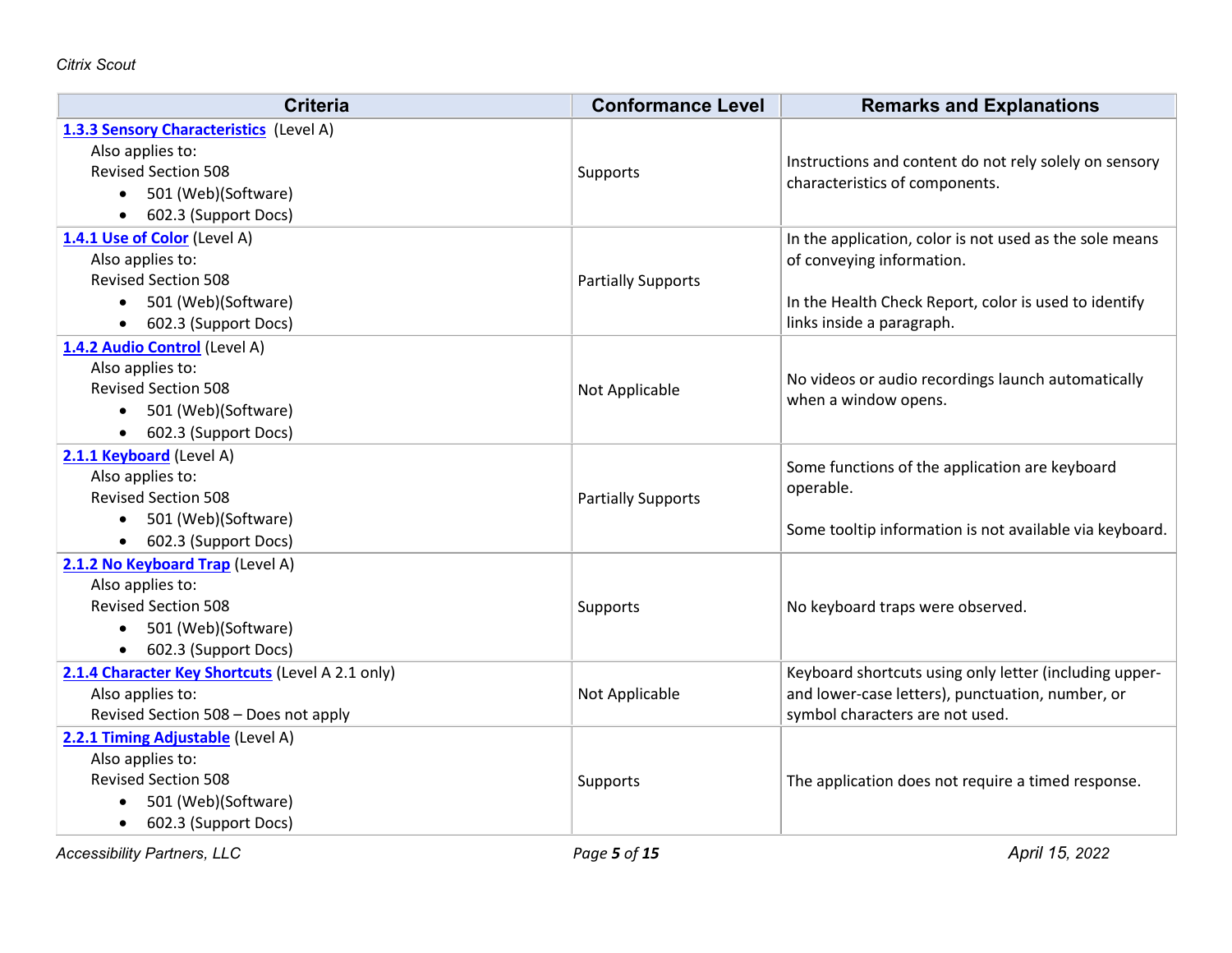| Criteria | Conformance Level | Remarks and Explanations |
|---|---|---|
| **1.3.3 Sensory Characteristics** (Level A)<br>Also applies to:<br>Revised Section 508<br>• 501 (Web)(Software)<br>• 602.3 (Support Docs) | Supports | Instructions and content do not rely solely on sensory characteristics of components. |
| **1.4.1 Use of Color** (Level A)<br>Also applies to:<br>Revised Section 508<br>• 501 (Web)(Software)<br>• 602.3 (Support Docs) | Partially Supports | In the application, color is not used as the sole means of conveying information.<br><br>In the Health Check Report, color is used to identify links inside a paragraph. |
| **1.4.2 Audio Control** (Level A)<br>Also applies to:<br>Revised Section 508<br>• 501 (Web)(Software)<br>• 602.3 (Support Docs) | Not Applicable | No videos or audio recordings launch automatically when a window opens. |
| **2.1.1 Keyboard** (Level A)<br>Also applies to:<br>Revised Section 508<br>• 501 (Web)(Software)<br>• 602.3 (Support Docs) | Partially Supports | Some functions of the application are keyboard operable.<br><br>Some tooltip information is not available via keyboard. |
| **2.1.2 No Keyboard Trap** (Level A)<br>Also applies to:<br>Revised Section 508<br>• 501 (Web)(Software)<br>• 602.3 (Support Docs) | Supports | No keyboard traps were observed. |
| **2.1.4 Character Key Shortcuts** (Level A 2.1 only)<br>Also applies to:<br>Revised Section 508 – Does not apply | Not Applicable | Keyboard shortcuts using only letter (including upper- and lower-case letters), punctuation, number, or symbol characters are not used. |
| **2.2.1 Timing Adjustable** (Level A)<br>Also applies to:<br>Revised Section 508<br>• 501 (Web)(Software)<br>• 602.3 (Support Docs) | Supports | The application does not require a timed response. |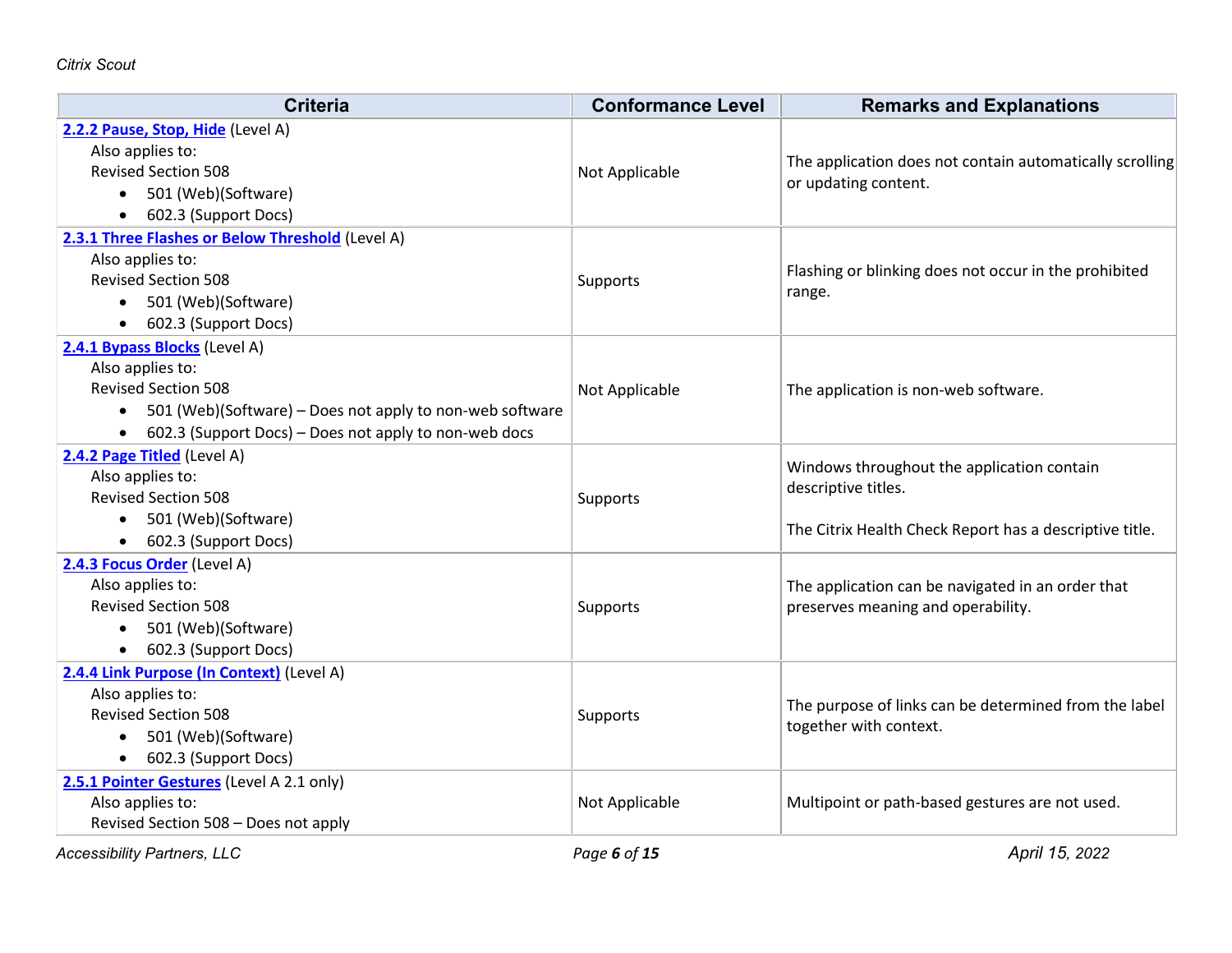| Criteria | Conformance Level | Remarks and Explanations |
| --- | --- | --- |
| **2.2.2 Pause, Stop, Hide** (Level A)<br>Also applies to:<br>Revised Section 508<br>• 501 (Web)(Software)<br>• 602.3 (Support Docs) | Not Applicable | The application does not contain automatically scrolling or updating content. |
| **2.3.1 Three Flashes or Below Threshold** (Level A)<br>Also applies to:<br>Revised Section 508<br>• 501 (Web)(Software)<br>• 602.3 (Support Docs) | Supports | Flashing or blinking does not occur in the prohibited range. |
| **2.4.1 Bypass Blocks** (Level A)<br>Also applies to:<br>Revised Section 508<br>• 501 (Web)(Software) – Does not apply to non-web software<br>• 602.3 (Support Docs) – Does not apply to non-web docs | Not Applicable | The application is non-web software. |
| **2.4.2 Page Titled** (Level A)<br>Also applies to:<br>Revised Section 508<br>• 501 (Web)(Software)<br>• 602.3 (Support Docs) | Supports | Windows throughout the application contain descriptive titles.<br><br>The Citrix Health Check Report has a descriptive title. |
| **2.4.3 Focus Order** (Level A)<br>Also applies to:<br>Revised Section 508<br>• 501 (Web)(Software)<br>• 602.3 (Support Docs) | Supports | The application can be navigated in an order that preserves meaning and operability. |
| **2.4.4 Link Purpose (In Context)** (Level A)<br>Also applies to:<br>Revised Section 508<br>• 501 (Web)(Software)<br>• 602.3 (Support Docs) | Supports | The purpose of links can be determined from the label together with context. |
| **2.5.1 Pointer Gestures** (Level A 2.1 only)<br>Also applies to:<br>Revised Section 508 – Does not apply | Not Applicable | Multipoint or path-based gestures are not used. |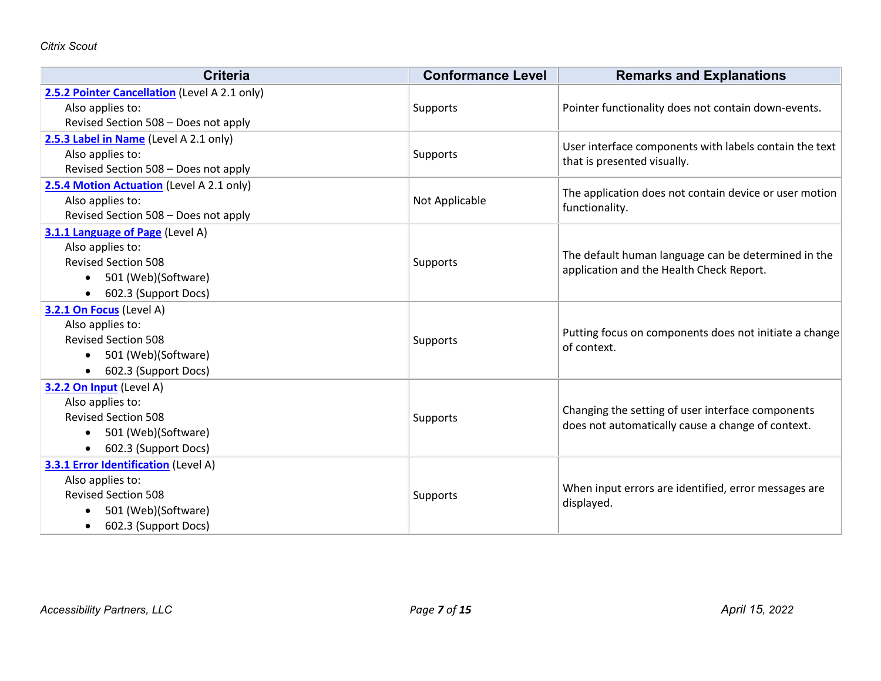| Criteria | Conformance Level | Remarks and Explanations |
| --- | --- | --- |
| **2.5.2 Pointer Cancellation** (Level A 2.1 only)<br>Also applies to:<br>Revised Section 508 – Does not apply | Supports | Pointer functionality does not contain down-events. |
| **2.5.3 Label in Name** (Level A 2.1 only)<br>Also applies to:<br>Revised Section 508 – Does not apply | Supports | User interface components with labels contain the text that is presented visually. |
| **2.5.4 Motion Actuation** (Level A 2.1 only)<br>Also applies to:<br>Revised Section 508 – Does not apply | Not Applicable | The application does not contain device or user motion functionality. |
| **3.1.1 Language of Page** (Level A)<br>Also applies to:<br>Revised Section 508<br>• 501 (Web)(Software)<br>• 602.3 (Support Docs) | Supports | The default human language can be determined in the application and the Health Check Report. |
| **3.2.1 On Focus** (Level A)<br>Also applies to:<br>Revised Section 508<br>• 501 (Web)(Software)<br>• 602.3 (Support Docs) | Supports | Putting focus on components does not initiate a change of context. |
| **3.2.2 On Input** (Level A)<br>Also applies to:<br>Revised Section 508<br>• 501 (Web)(Software)<br>• 602.3 (Support Docs) | Supports | Changing the setting of user interface components does not automatically cause a change of context. |
| **3.3.1 Error Identification** (Level A)<br>Also applies to:<br>Revised Section 508<br>• 501 (Web)(Software)<br>• 602.3 (Support Docs) | Supports | When input errors are identified, error messages are displayed. |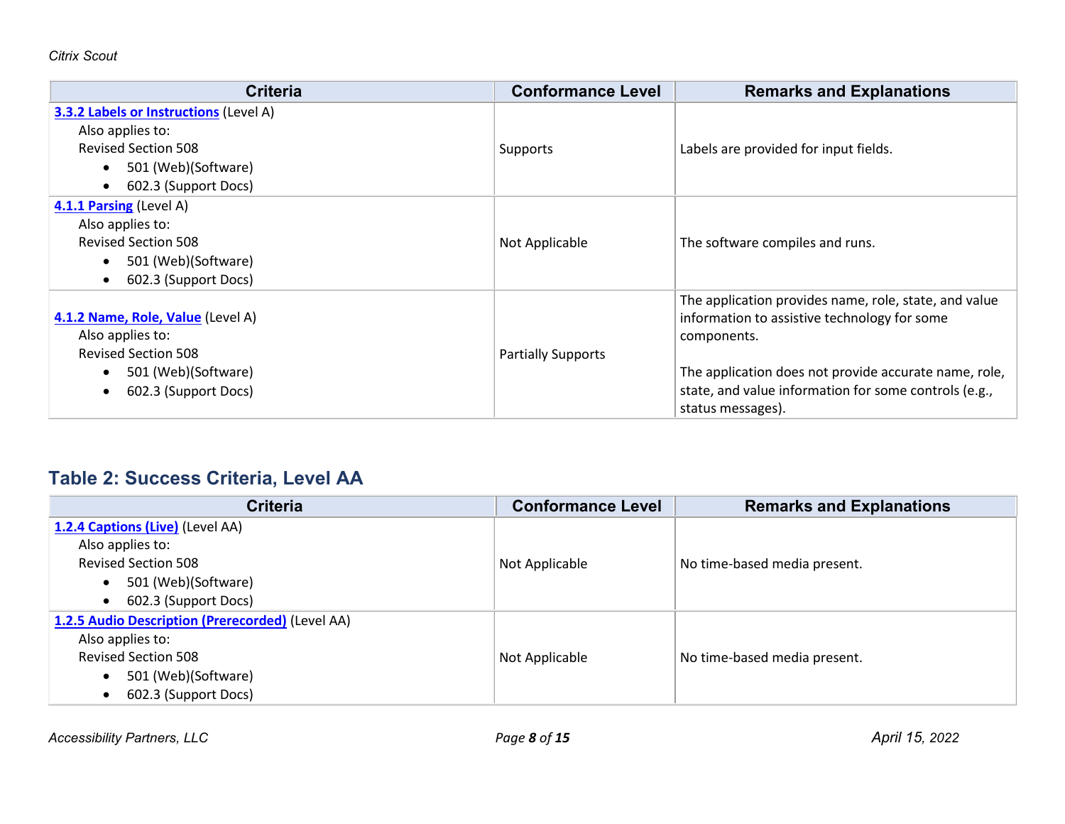| Criteria | Conformance Level | Remarks and Explanations |
|---|---|---|
| **3.3.2 Labels or Instructions** (Level A)<br>Also applies to:<br>Revised Section 508<br>• 501 (Web)(Software)<br>• 602.3 (Support Docs) | Supports | Labels are provided for input fields. |
| **4.1.1 Parsing** (Level A)<br>Also applies to:<br>Revised Section 508<br>• 501 (Web)(Software)<br>• 602.3 (Support Docs) | Not Applicable | The software compiles and runs. |
| **4.1.2 Name, Role, Value** (Level A)<br>Also applies to:<br>Revised Section 508<br>• 501 (Web)(Software)<br>• 602.3 (Support Docs) | Partially Supports | The application provides name, role, state, and value information to assistive technology for some components.<br><br>The application does not provide accurate name, role, state, and value information for some controls (e.g., status messages). |

## Table 2: Success Criteria, Level AA

| Criteria | Conformance Level | Remarks and Explanations |
|---|---|---|
| **1.2.4 Captions (Live)** (Level AA)<br>Also applies to:<br>Revised Section 508<br>• 501 (Web)(Software)<br>• 602.3 (Support Docs) | Not Applicable | No time-based media present. |
| **1.2.5 Audio Description (Prerecorded)** (Level AA)<br>Also applies to:<br>Revised Section 508<br>• 501 (Web)(Software)<br>• 602.3 (Support Docs) | Not Applicable | No time-based media present. |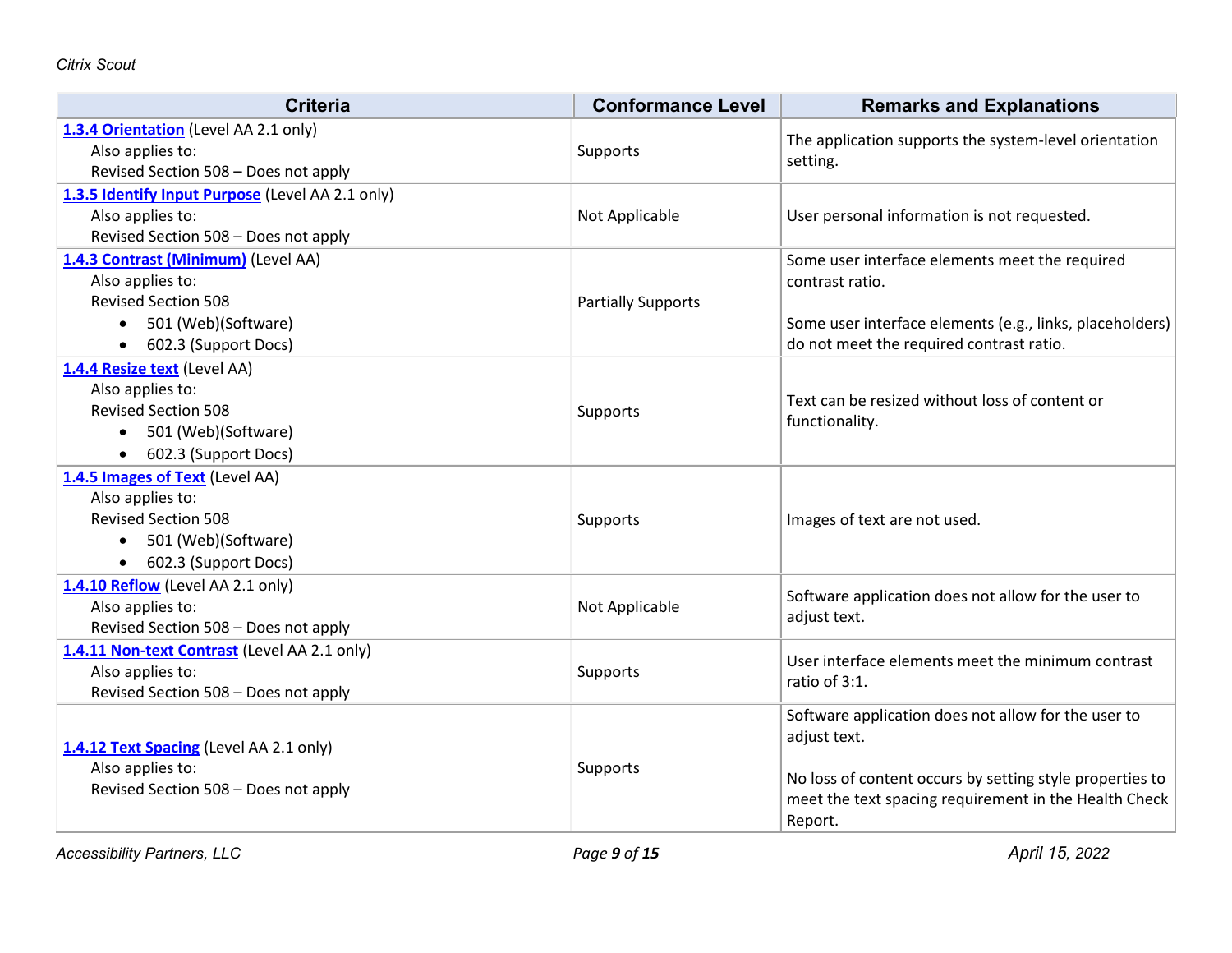| Criteria | Conformance Level | Remarks and Explanations |
|---|---|---|
| **1.3.4 Orientation** (Level AA 2.1 only)<br>Also applies to:<br>Revised Section 508 – Does not apply | Supports | The application supports the system-level orientation setting. |
| **1.3.5 Identify Input Purpose** (Level AA 2.1 only)<br>Also applies to:<br>Revised Section 508 – Does not apply | Not Applicable | User personal information is not requested. |
| **1.4.3 Contrast (Minimum)** (Level AA)<br>Also applies to:<br>Revised Section 508<br>• 501 (Web)(Software)<br>• 602.3 (Support Docs) | Partially Supports | Some user interface elements meet the required contrast ratio.<br><br>Some user interface elements (e.g., links, placeholders) do not meet the required contrast ratio. |
| **1.4.4 Resize text** (Level AA)<br>Also applies to:<br>Revised Section 508<br>• 501 (Web)(Software)<br>• 602.3 (Support Docs) | Supports | Text can be resized without loss of content or functionality. |
| **1.4.5 Images of Text** (Level AA)<br>Also applies to:<br>Revised Section 508<br>• 501 (Web)(Software)<br>• 602.3 (Support Docs) | Supports | Images of text are not used. |
| **1.4.10 Reflow** (Level AA 2.1 only)<br>Also applies to:<br>Revised Section 508 – Does not apply | Not Applicable | Software application does not allow for the user to adjust text. |
| **1.4.11 Non-text Contrast** (Level AA 2.1 only)<br>Also applies to:<br>Revised Section 508 – Does not apply | Supports | User interface elements meet the minimum contrast ratio of 3:1. |
| **1.4.12 Text Spacing** (Level AA 2.1 only)<br>Also applies to:<br>Revised Section 508 – Does not apply | Supports | Software application does not allow for the user to adjust text.<br><br>No loss of content occurs by setting style properties to meet the text spacing requirement in the Health Check Report. |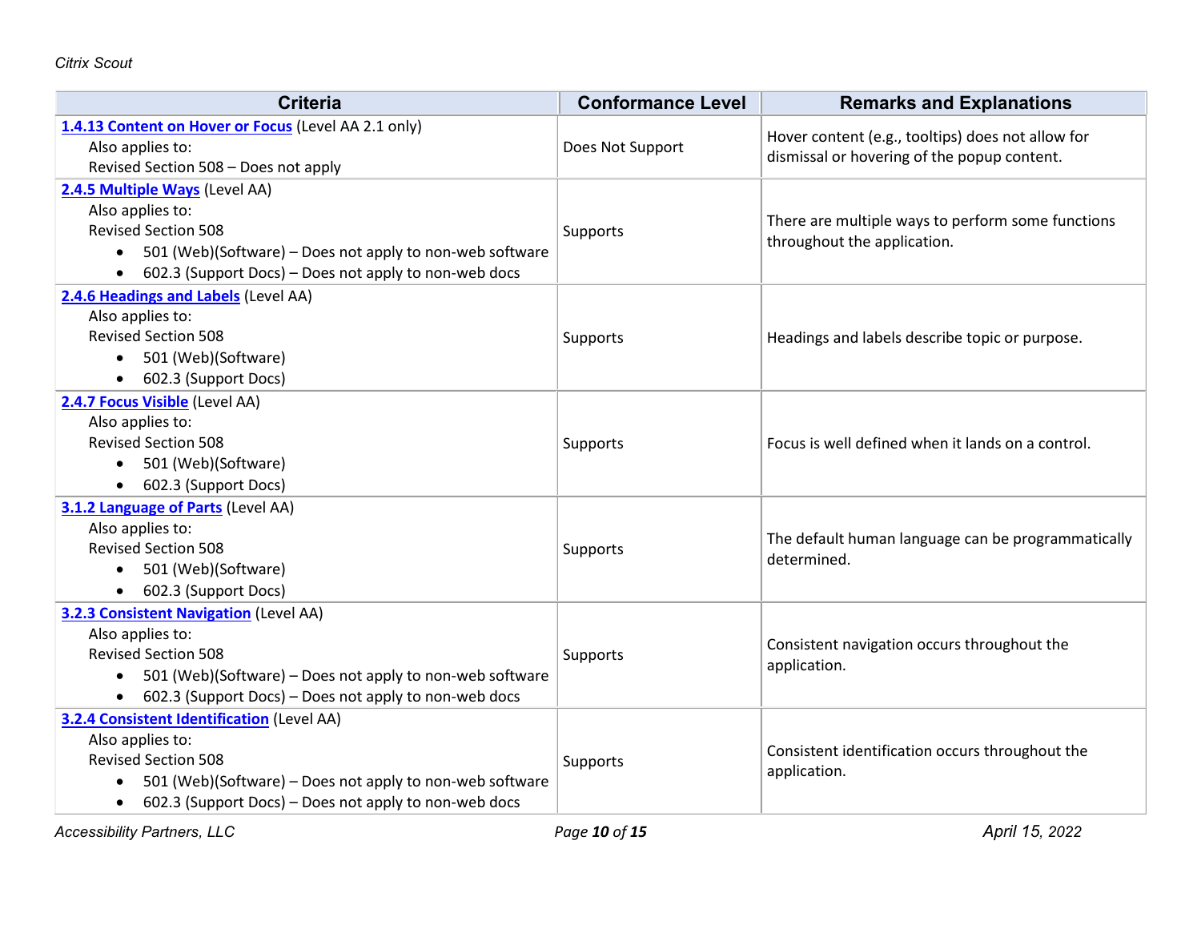| Criteria | Conformance Level | Remarks and Explanations |
|---|---|---|
| **[1.4.13 Content on Hover or Focus](#)** (Level AA 2.1 only)<br>Also applies to:<br>Revised Section 508 – Does not apply | Does Not Support | Hover content (e.g., tooltips) does not allow for dismissal or hovering of the popup content. |
| **[2.4.5 Multiple Ways](#)** (Level AA)<br>Also applies to:<br>Revised Section 508<br>• 501 (Web)(Software) – Does not apply to non-web software<br>• 602.3 (Support Docs) – Does not apply to non-web docs | Supports | There are multiple ways to perform some functions throughout the application. |
| **[2.4.6 Headings and Labels](#)** (Level AA)<br>Also applies to:<br>Revised Section 508<br>• 501 (Web)(Software)<br>• 602.3 (Support Docs) | Supports | Headings and labels describe topic or purpose. |
| **[2.4.7 Focus Visible](#)** (Level AA)<br>Also applies to:<br>Revised Section 508<br>• 501 (Web)(Software)<br>• 602.3 (Support Docs) | Supports | Focus is well defined when it lands on a control. |
| **[3.1.2 Language of Parts](#)** (Level AA)<br>Also applies to:<br>Revised Section 508<br>• 501 (Web)(Software)<br>• 602.3 (Support Docs) | Supports | The default human language can be programmatically determined. |
| **[3.2.3 Consistent Navigation](#)** (Level AA)<br>Also applies to:<br>Revised Section 508<br>• 501 (Web)(Software) – Does not apply to non-web software<br>• 602.3 (Support Docs) – Does not apply to non-web docs | Supports | Consistent navigation occurs throughout the application. |
| **[3.2.4 Consistent Identification](#)** (Level AA)<br>Also applies to:<br>Revised Section 508<br>• 501 (Web)(Software) – Does not apply to non-web software<br>• 602.3 (Support Docs) – Does not apply to non-web docs | Supports | Consistent identification occurs throughout the application. |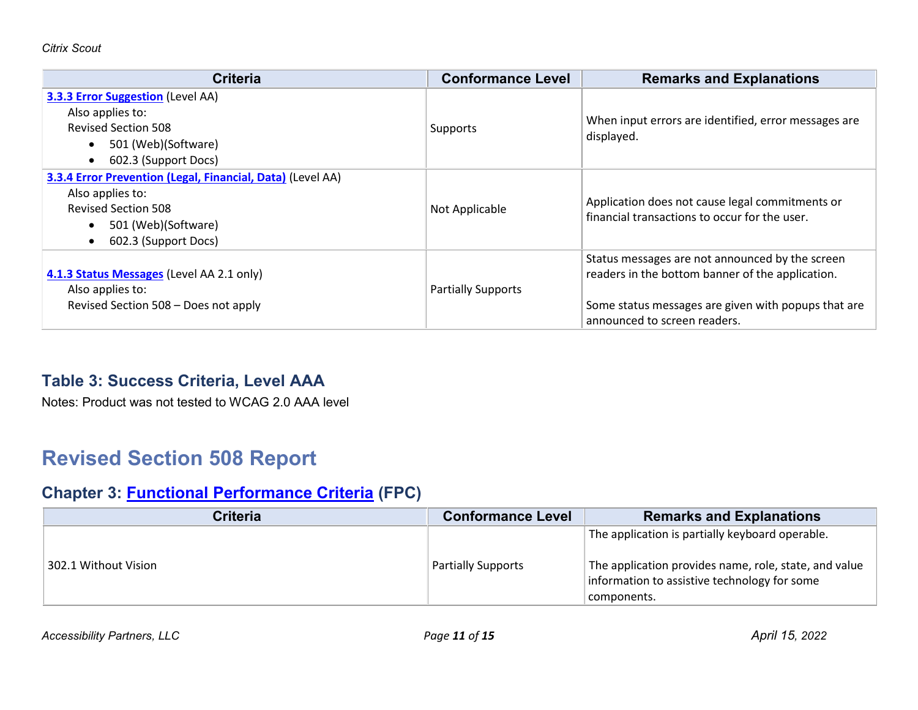| Criteria | Conformance Level | Remarks and Explanations |
|---|---|---|
| **3.3.3 Error Suggestion** (Level AA)<br>Also applies to:<br>Revised Section 508<br>• 501 (Web)(Software)<br>• 602.3 (Support Docs) | Supports | When input errors are identified, error messages are displayed. |
| **3.3.4 Error Prevention (Legal, Financial, Data)** (Level AA)<br>Also applies to:<br>Revised Section 508<br>• 501 (Web)(Software)<br>• 602.3 (Support Docs) | Not Applicable | Application does not cause legal commitments or financial transactions to occur for the user. |
| **4.1.3 Status Messages** (Level AA 2.1 only)<br>Also applies to:<br>Revised Section 508 – Does not apply | Partially Supports | Status messages are not announced by the screen readers in the bottom banner of the application.<br><br>Some status messages are given with popups that are announced to screen readers. |

### Table 3: Success Criteria, Level AAA

Notes: Product was not tested to WCAG 2.0 AAA level

## Revised Section 508 Report

### Chapter 3: Functional Performance Criteria (FPC)

| Criteria | Conformance Level | Remarks and Explanations |
|---|---|---|
| 302.1 Without Vision | Partially Supports | The application is partially keyboard operable.<br><br>The application provides name, role, state, and value information to assistive technology for some components. |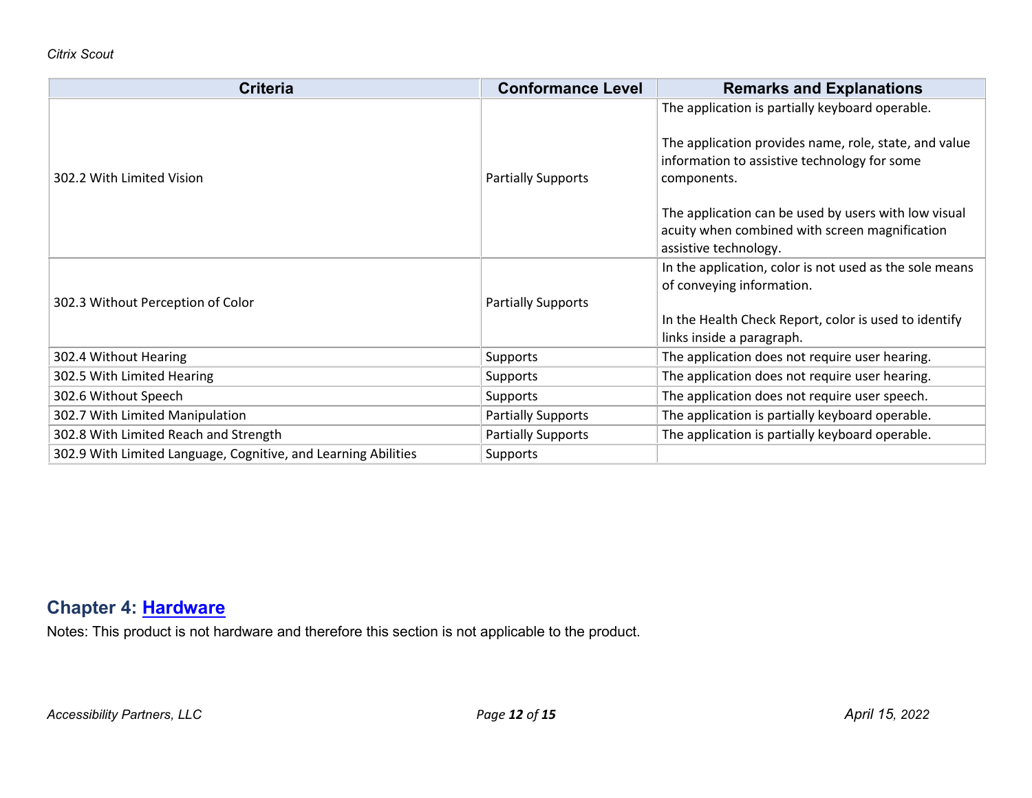| Criteria | Conformance Level | Remarks and Explanations |
| --- | --- | --- |
| 302.2 With Limited Vision | Partially Supports | The application is partially keyboard operable.<br><br>The application provides name, role, state, and value information to assistive technology for some components.<br><br>The application can be used by users with low visual acuity when combined with screen magnification assistive technology. |
| 302.3 Without Perception of Color | Partially Supports | In the application, color is not used as the sole means of conveying information.<br><br>In the Health Check Report, color is used to identify links inside a paragraph. |
| 302.4 Without Hearing | Supports | The application does not require user hearing. |
| 302.5 With Limited Hearing | Supports | The application does not require user hearing. |
| 302.6 Without Speech | Supports | The application does not require user speech. |
| 302.7 With Limited Manipulation | Partially Supports | The application is partially keyboard operable. |
| 302.8 With Limited Reach and Strength | Partially Supports | The application is partially keyboard operable. |
| 302.9 With Limited Language, Cognitive, and Learning Abilities | Supports | |

## Chapter 4: [Hardware]

Notes: This product is not hardware and therefore this section is not applicable to the product.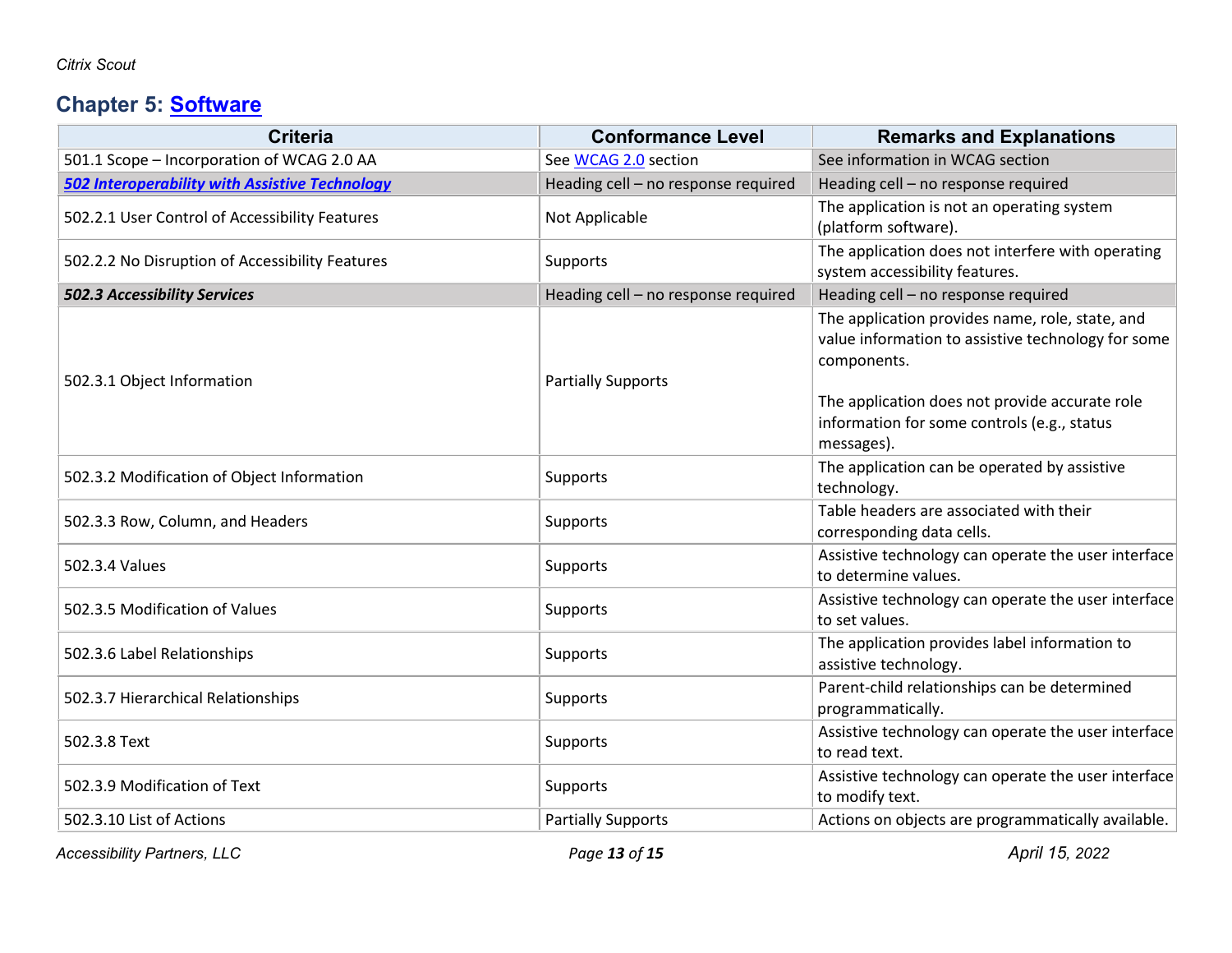## Chapter 5: [Software](#)

| Criteria | Conformance Level | Remarks and Explanations |
|---|---|---|
| 501.1 Scope – Incorporation of WCAG 2.0 AA | See [WCAG 2.0](#) section | See information in WCAG section |
| ***[502 Interoperability with Assistive Technology](#)*** | Heading cell – no response required | Heading cell – no response required |
| 502.2.1 User Control of Accessibility Features | Not Applicable | The application is not an operating system (platform software). |
| 502.2.2 No Disruption of Accessibility Features | Supports | The application does not interfere with operating system accessibility features. |
| ***502.3 Accessibility Services*** | Heading cell – no response required | Heading cell – no response required |
| 502.3.1 Object Information | Partially Supports | The application provides name, role, state, and value information to assistive technology for some components.<br><br>The application does not provide accurate role information for some controls (e.g., status messages). |
| 502.3.2 Modification of Object Information | Supports | The application can be operated by assistive technology. |
| 502.3.3 Row, Column, and Headers | Supports | Table headers are associated with their corresponding data cells. |
| 502.3.4 Values | Supports | Assistive technology can operate the user interface to determine values. |
| 502.3.5 Modification of Values | Supports | Assistive technology can operate the user interface to set values. |
| 502.3.6 Label Relationships | Supports | The application provides label information to assistive technology. |
| 502.3.7 Hierarchical Relationships | Supports | Parent-child relationships can be determined programmatically. |
| 502.3.8 Text | Supports | Assistive technology can operate the user interface to read text. |
| 502.3.9 Modification of Text | Supports | Assistive technology can operate the user interface to modify text. |
| 502.3.10 List of Actions | Partially Supports | Actions on objects are programmatically available. |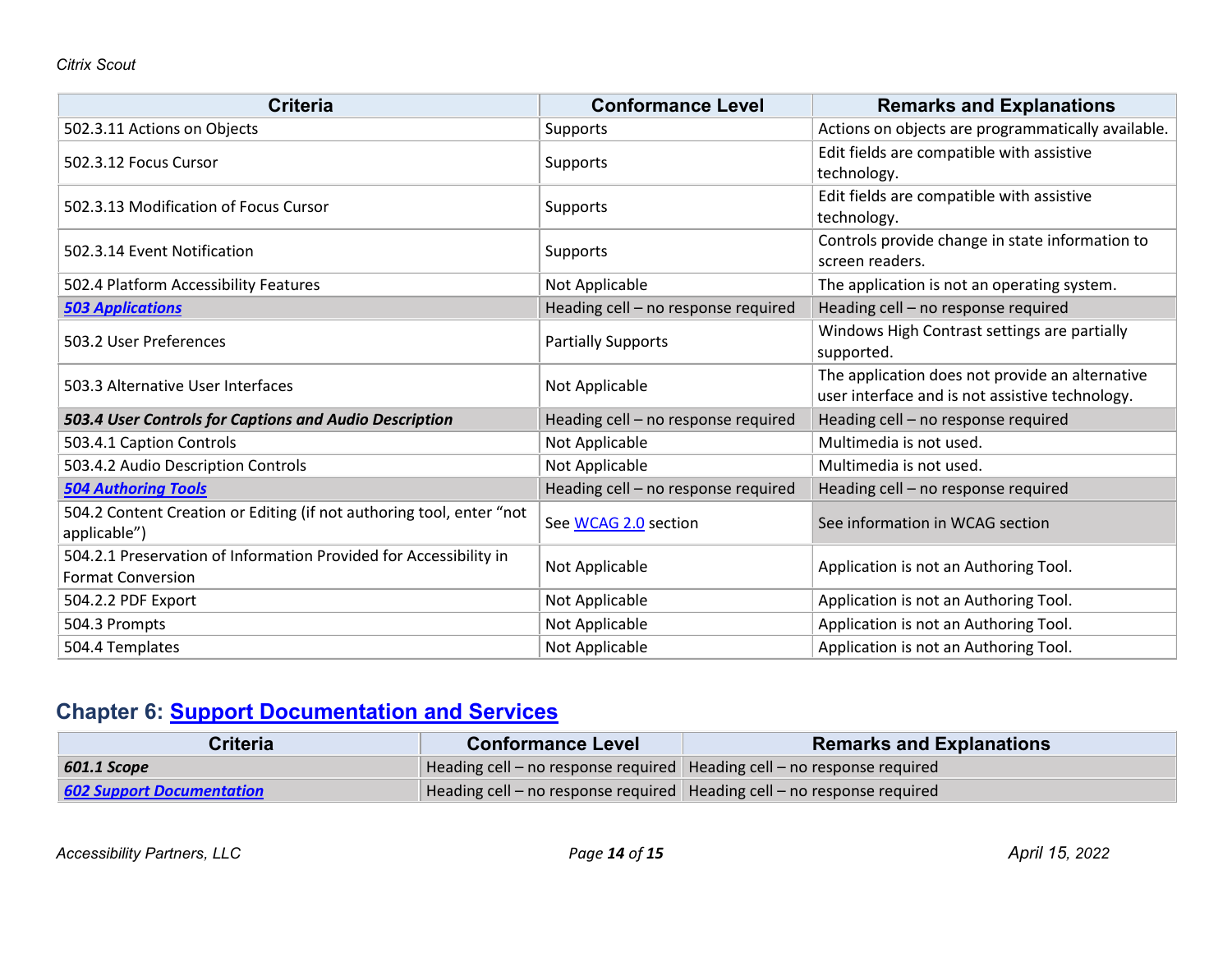| Criteria | Conformance Level | Remarks and Explanations |
|---|---|---|
| 502.3.11 Actions on Objects | Supports | Actions on objects are programmatically available. |
| 502.3.12 Focus Cursor | Supports | Edit fields are compatible with assistive technology. |
| 502.3.13 Modification of Focus Cursor | Supports | Edit fields are compatible with assistive technology. |
| 502.3.14 Event Notification | Supports | Controls provide change in state information to screen readers. |
| 502.4 Platform Accessibility Features | Not Applicable | The application is not an operating system. |
| ***503 Applications*** | Heading cell – no response required | Heading cell – no response required |
| 503.2 User Preferences | Partially Supports | Windows High Contrast settings are partially supported. |
| 503.3 Alternative User Interfaces | Not Applicable | The application does not provide an alternative user interface and is not assistive technology. |
| ***503.4 User Controls for Captions and Audio Description*** | Heading cell – no response required | Heading cell – no response required |
| 503.4.1 Caption Controls | Not Applicable | Multimedia is not used. |
| 503.4.2 Audio Description Controls | Not Applicable | Multimedia is not used. |
| ***504 Authoring Tools*** | Heading cell – no response required | Heading cell – no response required |
| 504.2 Content Creation or Editing (if not authoring tool, enter "not applicable") | See WCAG 2.0 section | See information in WCAG section |
| 504.2.1 Preservation of Information Provided for Accessibility in Format Conversion | Not Applicable | Application is not an Authoring Tool. |
| 504.2.2 PDF Export | Not Applicable | Application is not an Authoring Tool. |
| 504.3 Prompts | Not Applicable | Application is not an Authoring Tool. |
| 504.4 Templates | Not Applicable | Application is not an Authoring Tool. |

## Chapter 6: Support Documentation and Services

| Criteria | Conformance Level | Remarks and Explanations |
|---|---|---|
| ***601.1 Scope*** | Heading cell – no response required | Heading cell – no response required |
| ***602 Support Documentation*** | Heading cell – no response required | Heading cell – no response required |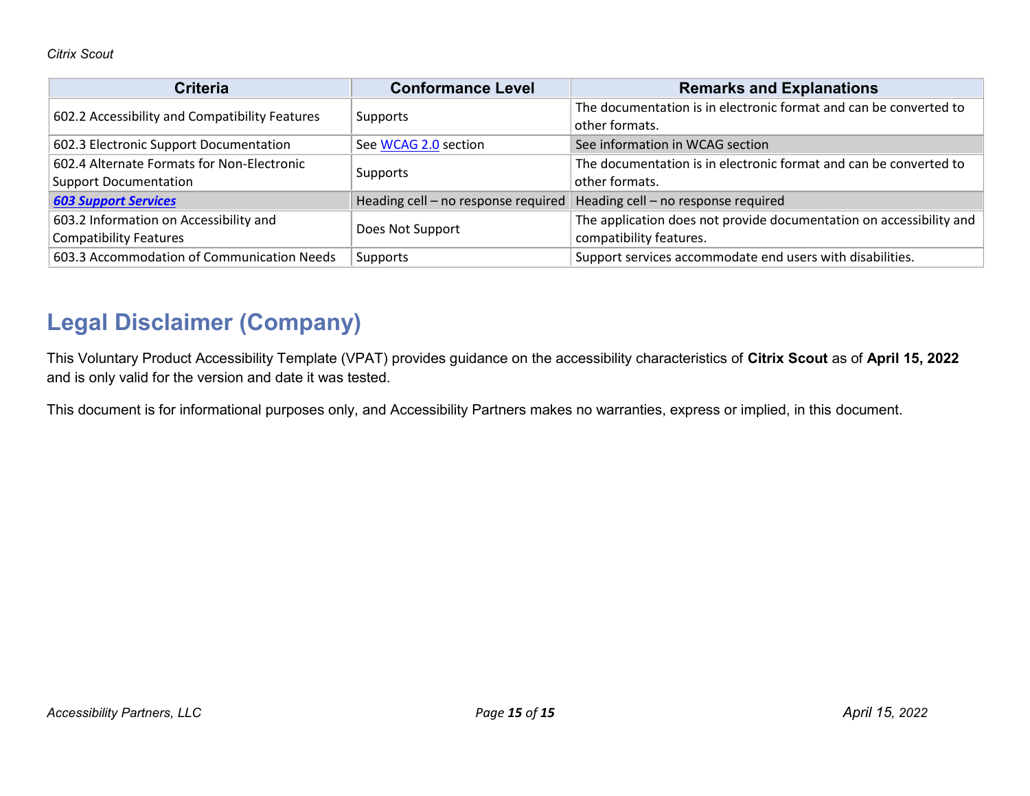| Criteria | Conformance Level | Remarks and Explanations |
|---|---|---|
| 602.2 Accessibility and Compatibility Features | Supports | The documentation is in electronic format and can be converted to other formats. |
| 602.3 Electronic Support Documentation | See WCAG 2.0 section | See information in WCAG section |
| 602.4 Alternate Formats for Non-Electronic Support Documentation | Supports | The documentation is in electronic format and can be converted to other formats. |
| ***603 Support Services*** | Heading cell – no response required | Heading cell – no response required |
| 603.2 Information on Accessibility and Compatibility Features | Does Not Support | The application does not provide documentation on accessibility and compatibility features. |
| 603.3 Accommodation of Communication Needs | Supports | Support services accommodate end users with disabilities. |

## Legal Disclaimer (Company)

This Voluntary Product Accessibility Template (VPAT) provides guidance on the accessibility characteristics of **Citrix Scout** as of **April 15, 2022** and is only valid for the version and date it was tested.

This document is for informational purposes only, and Accessibility Partners makes no warranties, express or implied, in this document.